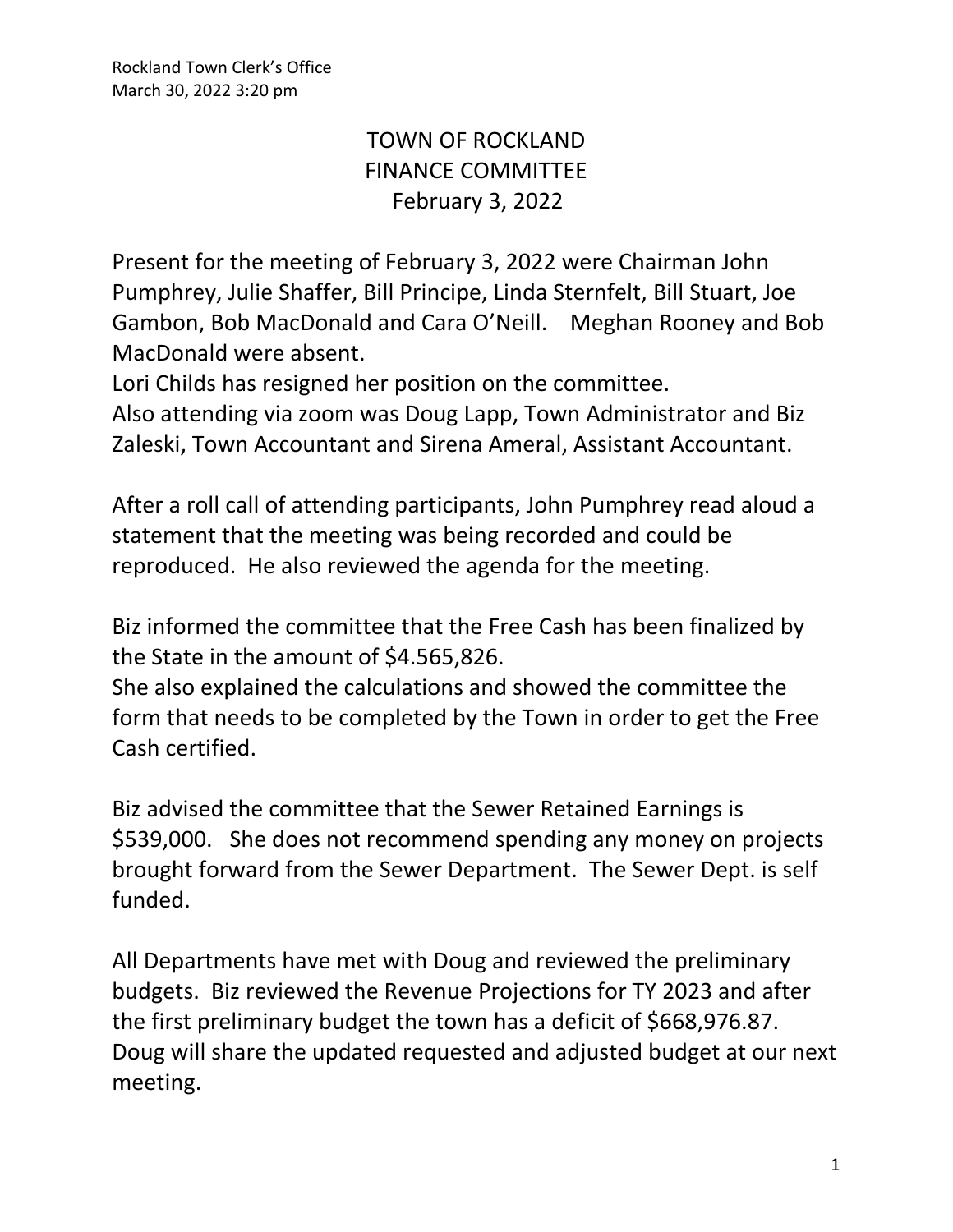Rockland Town Clerk's Office
March 30, 2022 3:20 pm

# TOWN OF ROCKLAND
# FINANCE COMMITTEE
# February 3, 2022

Present for the meeting of February 3, 2022 were Chairman John Pumphrey, Julie Shaffer, Bill Principe, Linda Sternfelt, Bill Stuart, Joe Gambon, Bob MacDonald and Cara O'Neill. Meghan Rooney and Bob MacDonald were absent.
Lori Childs has resigned her position on the committee.
Also attending via zoom was Doug Lapp, Town Administrator and Biz Zaleski, Town Accountant and Sirena Ameral, Assistant Accountant.

After a roll call of attending participants, John Pumphrey read aloud a statement that the meeting was being recorded and could be reproduced. He also reviewed the agenda for the meeting.

Biz informed the committee that the Free Cash has been finalized by the State in the amount of $4.565,826.
She also explained the calculations and showed the committee the form that needs to be completed by the Town in order to get the Free Cash certified.

Biz advised the committee that the Sewer Retained Earnings is $539,000. She does not recommend spending any money on projects brought forward from the Sewer Department. The Sewer Dept. is self funded.

All Departments have met with Doug and reviewed the preliminary budgets. Biz reviewed the Revenue Projections for TY 2023 and after the first preliminary budget the town has a deficit of $668,976.87. Doug will share the updated requested and adjusted budget at our next meeting.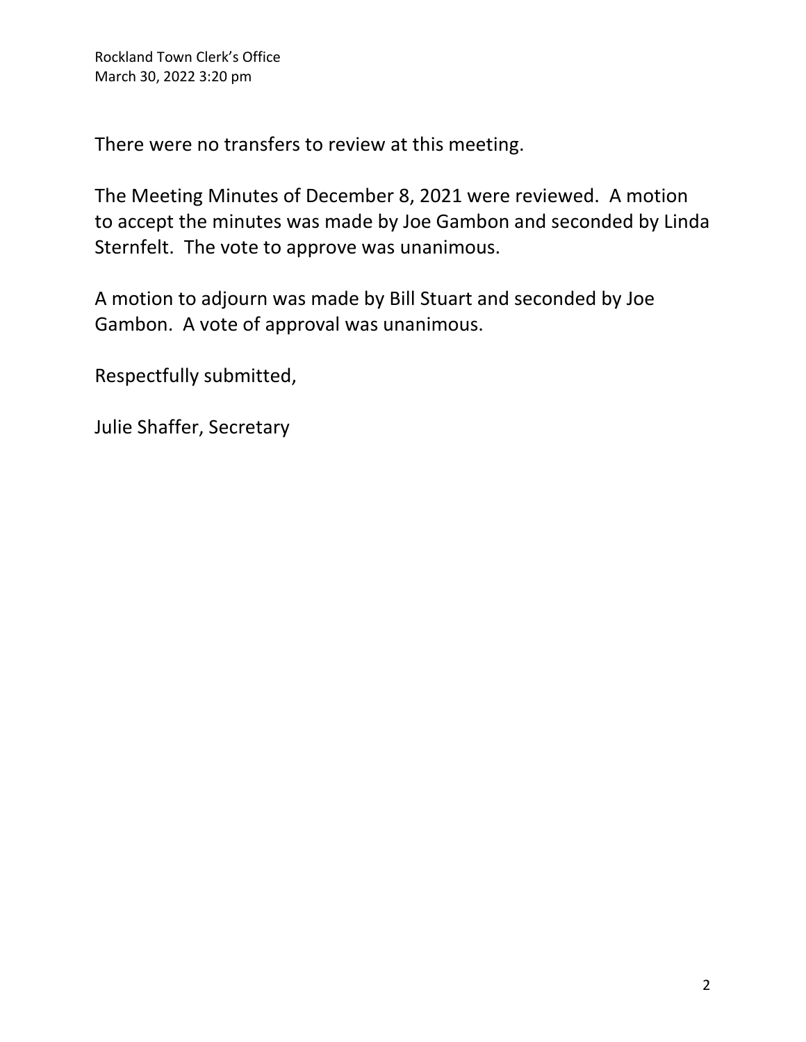There were no transfers to review at this meeting.

The Meeting Minutes of December 8, 2021 were reviewed. A motion to accept the minutes was made by Joe Gambon and seconded by Linda Sternfelt. The vote to approve was unanimous.

A motion to adjourn was made by Bill Stuart and seconded by Joe Gambon. A vote of approval was unanimous.

Respectfully submitted,

Julie Shaffer, Secretary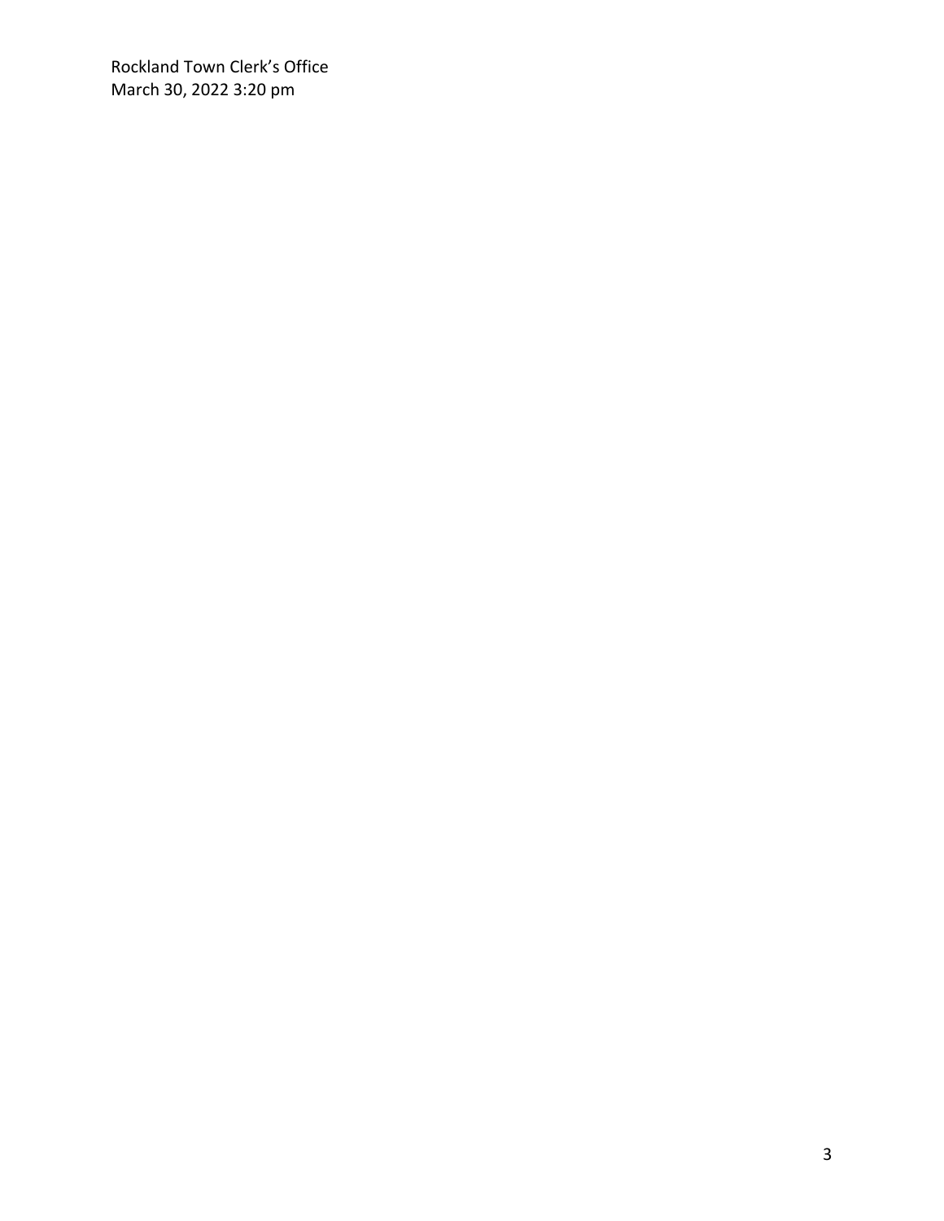Rockland Town Clerk's Office
March 30, 2022 3:20 pm